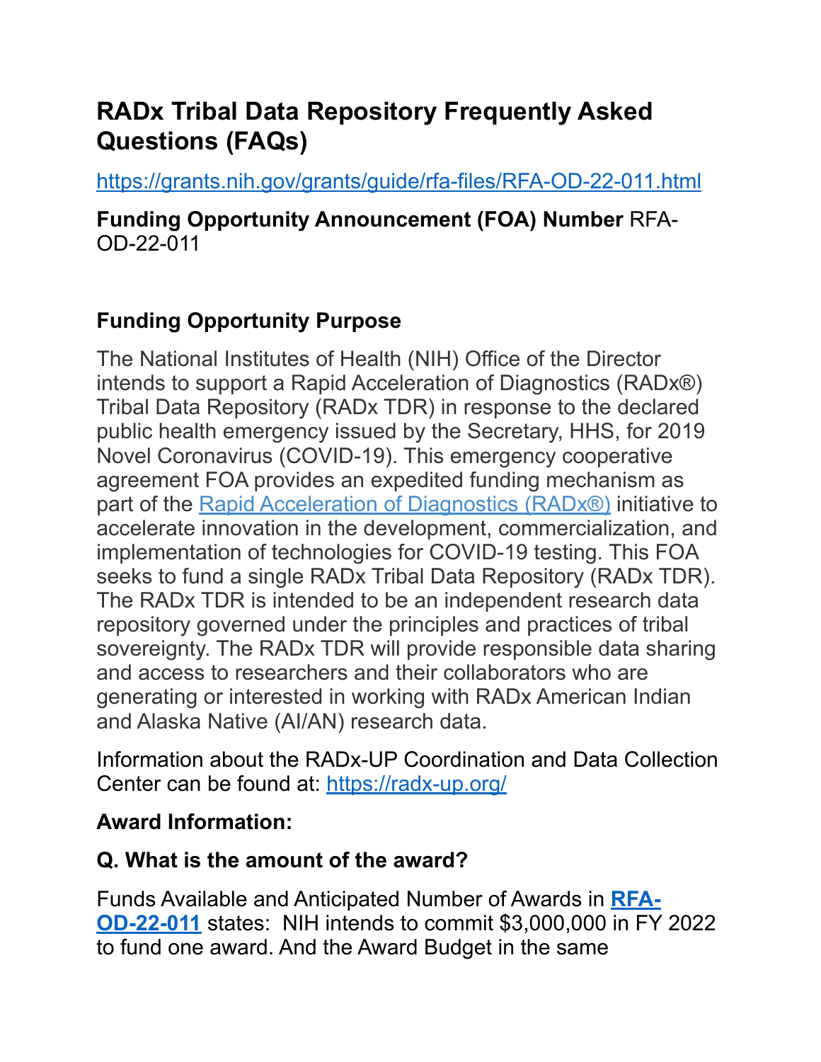# RADx Tribal Data Repository Frequently Asked Questions (FAQs)

https://grants.nih.gov/grants/guide/rfa-files/RFA-OD-22-011.html

**Funding Opportunity Announcement (FOA) Number** RFA-OD-22-011

## Funding Opportunity Purpose

The National Institutes of Health (NIH) Office of the Director intends to support a Rapid Acceleration of Diagnostics (RADx®) Tribal Data Repository (RADx TDR) in response to the declared public health emergency issued by the Secretary, HHS, for 2019 Novel Coronavirus (COVID-19). This emergency cooperative agreement FOA provides an expedited funding mechanism as part of the Rapid Acceleration of Diagnostics (RADx®) initiative to accelerate innovation in the development, commercialization, and implementation of technologies for COVID-19 testing. This FOA seeks to fund a single RADx Tribal Data Repository (RADx TDR). The RADx TDR is intended to be an independent research data repository governed under the principles and practices of tribal sovereignty. The RADx TDR will provide responsible data sharing and access to researchers and their collaborators who are generating or interested in working with RADx American Indian and Alaska Native (AI/AN) research data.

Information about the RADx-UP Coordination and Data Collection Center can be found at: https://radx-up.org/

### Award Information:

### Q. What is the amount of the award?

Funds Available and Anticipated Number of Awards in **RFA-OD-22-011** states: NIH intends to commit $3,000,000 in FY 2022 to fund one award. And the Award Budget in the same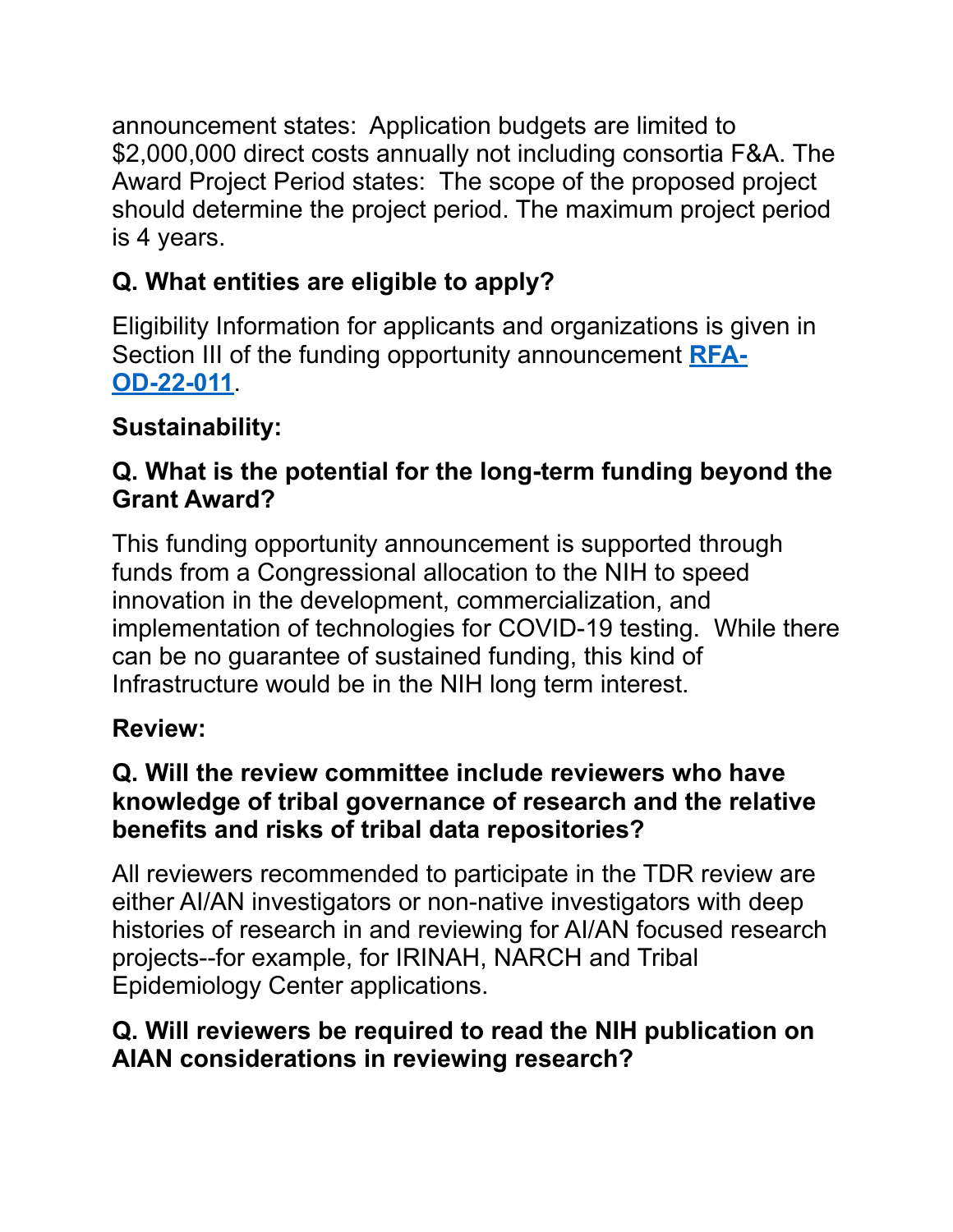announcement states:  Application budgets are limited to $2,000,000 direct costs annually not including consortia F&A. The Award Project Period states:  The scope of the proposed project should determine the project period. The maximum project period is 4 years.

**Q. What entities are eligible to apply?**

Eligibility Information for applicants and organizations is given in Section III of the funding opportunity announcement [RFA-OD-22-011](RFA-OD-22-011).

**Sustainability:**

**Q. What is the potential for the long-term funding beyond the Grant Award?**

This funding opportunity announcement is supported through funds from a Congressional allocation to the NIH to speed innovation in the development, commercialization, and implementation of technologies for COVID-19 testing.  While there can be no guarantee of sustained funding, this kind of Infrastructure would be in the NIH long term interest.

**Review:**

**Q. Will the review committee include reviewers who have knowledge of tribal governance of research and the relative benefits and risks of tribal data repositories?**

All reviewers recommended to participate in the TDR review are either AI/AN investigators or non-native investigators with deep histories of research in and reviewing for AI/AN focused research projects--for example, for IRINAH, NARCH and Tribal Epidemiology Center applications.

**Q. Will reviewers be required to read the NIH publication on AIAN considerations in reviewing research?**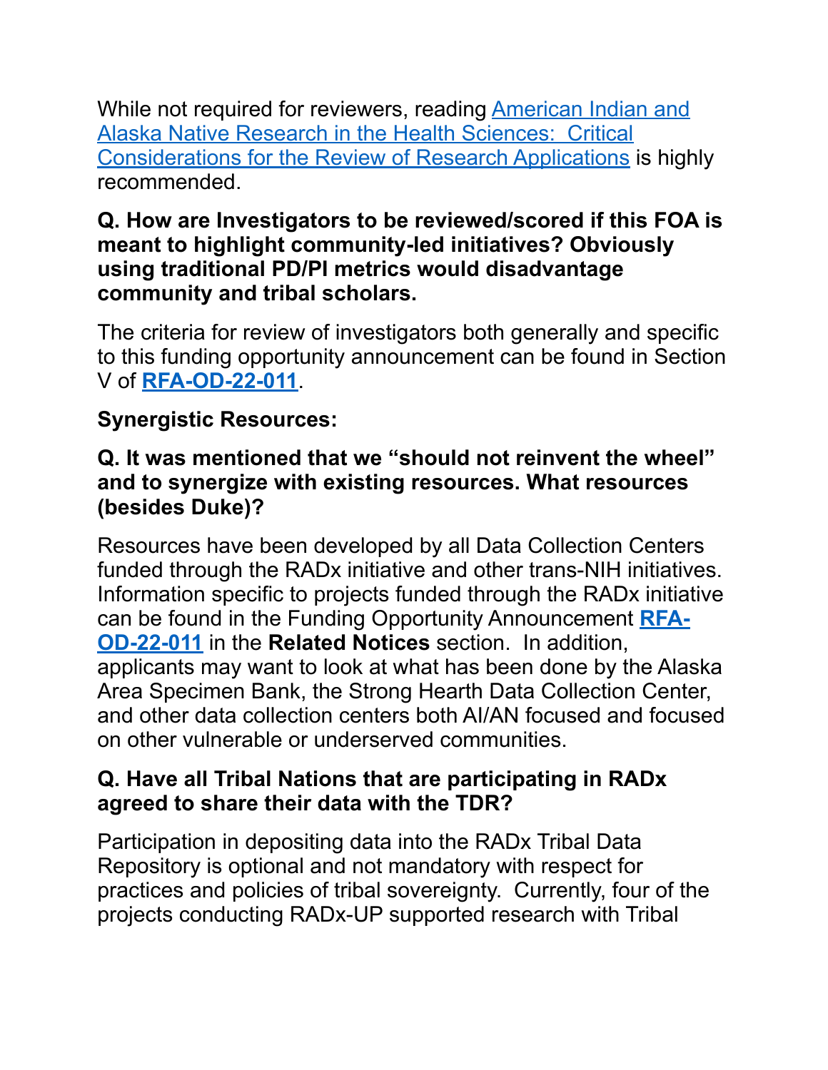While not required for reviewers, reading [American Indian and Alaska Native Research in the Health Sciences: Critical Considerations for the Review of Research Applications]() is highly recommended.

**Q. How are Investigators to be reviewed/scored if this FOA is meant to highlight community-led initiatives? Obviously using traditional PD/PI metrics would disadvantage community and tribal scholars.**

The criteria for review of investigators both generally and specific to this funding opportunity announcement can be found in Section V of **[RFA-OD-22-011]()**.

**Synergistic Resources:**

**Q. It was mentioned that we "should not reinvent the wheel" and to synergize with existing resources. What resources (besides Duke)?**

Resources have been developed by all Data Collection Centers funded through the RADx initiative and other trans-NIH initiatives. Information specific to projects funded through the RADx initiative can be found in the Funding Opportunity Announcement **[RFA-OD-22-011]()** in the **Related Notices** section. In addition, applicants may want to look at what has been done by the Alaska Area Specimen Bank, the Strong Hearth Data Collection Center, and other data collection centers both AI/AN focused and focused on other vulnerable or underserved communities.

**Q. Have all Tribal Nations that are participating in RADx agreed to share their data with the TDR?**

Participation in depositing data into the RADx Tribal Data Repository is optional and not mandatory with respect for practices and policies of tribal sovereignty. Currently, four of the projects conducting RADx-UP supported research with Tribal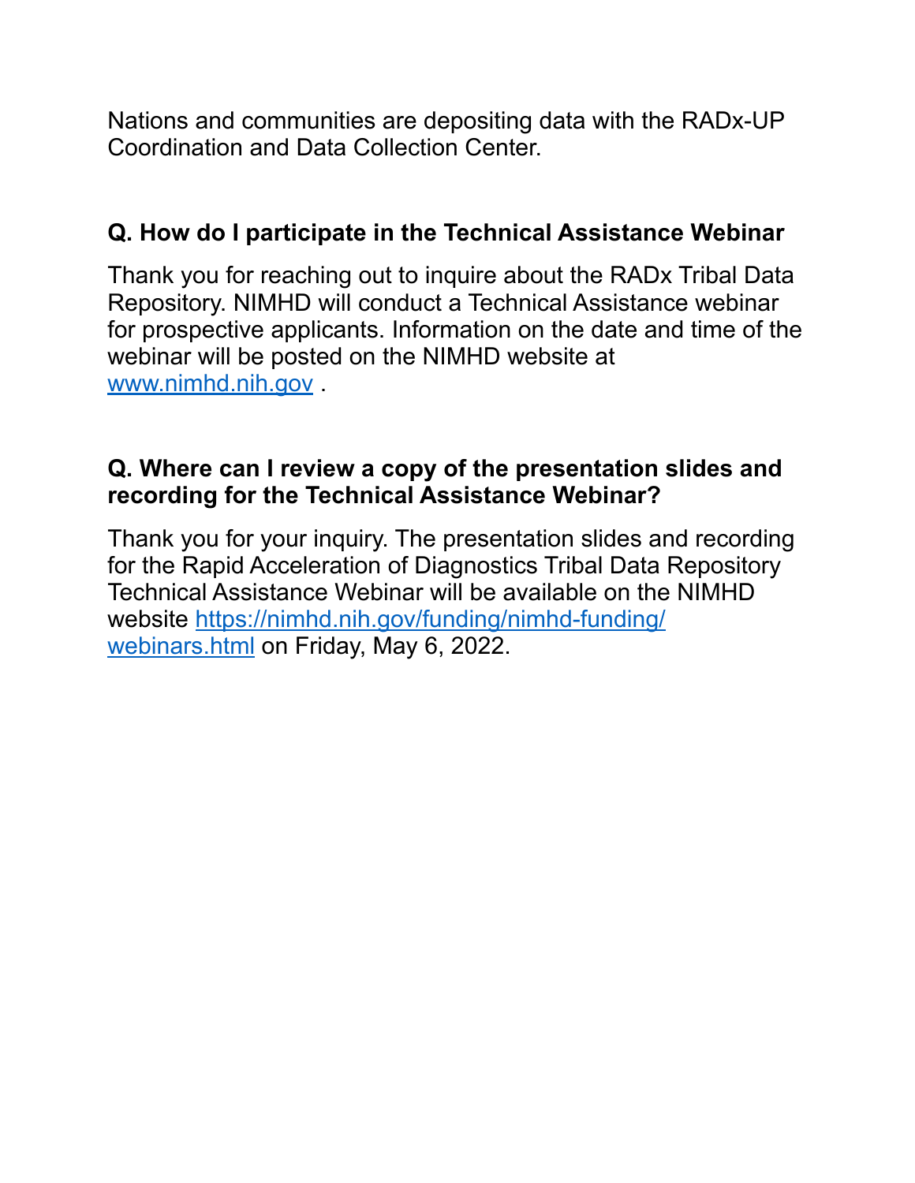Nations and communities are depositing data with the RADx-UP Coordination and Data Collection Center.

### Q. How do I participate in the Technical Assistance Webinar

Thank you for reaching out to inquire about the RADx Tribal Data Repository. NIMHD will conduct a Technical Assistance webinar for prospective applicants. Information on the date and time of the webinar will be posted on the NIMHD website at [www.nimhd.nih.gov](http://www.nimhd.nih.gov) .

### Q. Where can I review a copy of the presentation slides and recording for the Technical Assistance Webinar?

Thank you for your inquiry. The presentation slides and recording for the Rapid Acceleration of Diagnostics Tribal Data Repository Technical Assistance Webinar will be available on the NIMHD website [https://nimhd.nih.gov/funding/nimhd-funding/webinars.html](https://nimhd.nih.gov/funding/nimhd-funding/webinars.html) on Friday, May 6, 2022.